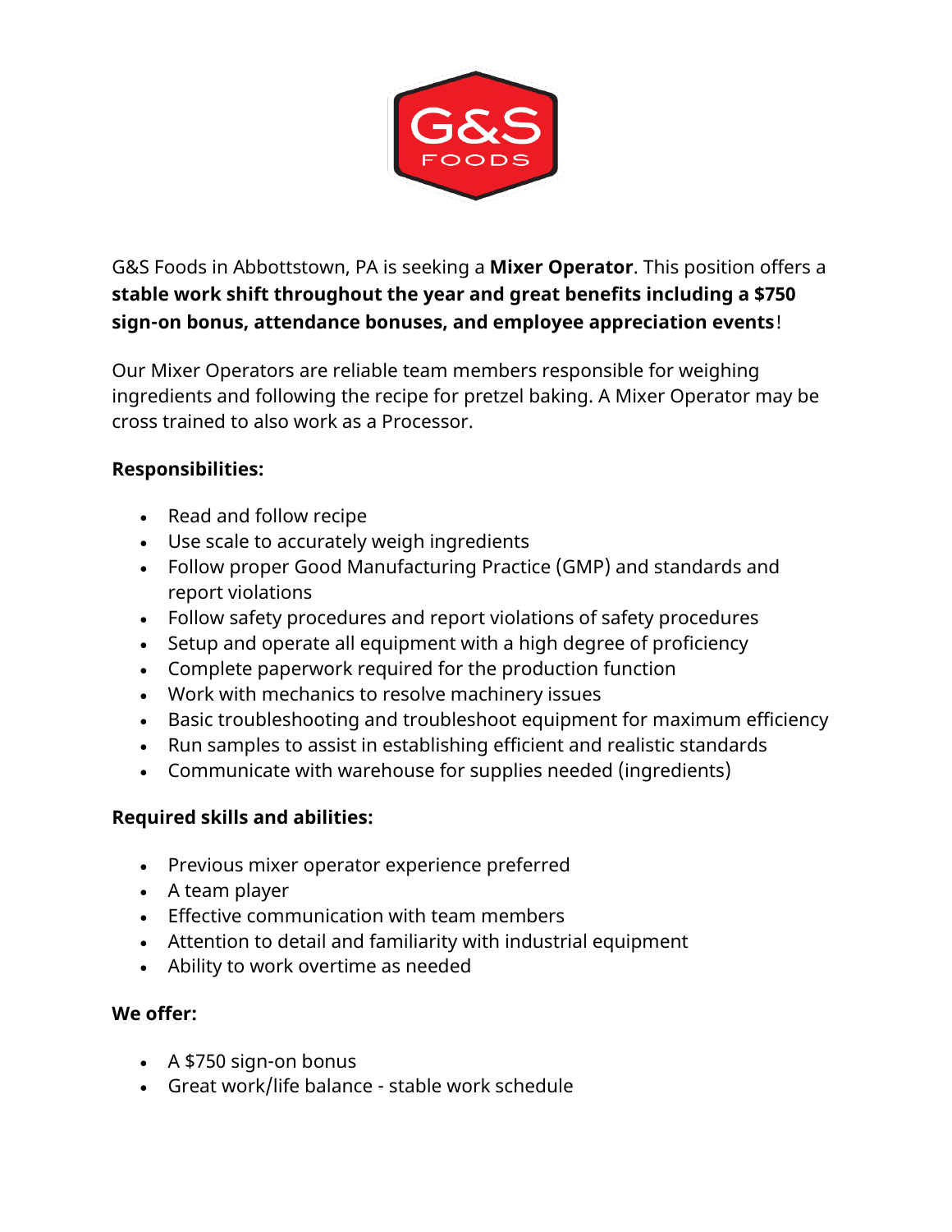G&S Foods in Abbottstown, PA is seeking a **Mixer Operator**. This position offers a **stable work shift throughout the year and great benefits including a $750 sign-on bonus, attendance bonuses, and employee appreciation events**!

Our Mixer Operators are reliable team members responsible for weighing ingredients and following the recipe for pretzel baking. A Mixer Operator may be cross trained to also work as a Processor.

**Responsibilities:**

- Read and follow recipe
- Use scale to accurately weigh ingredients
- Follow proper Good Manufacturing Practice (GMP) and standards and report violations
- Follow safety procedures and report violations of safety procedures
- Setup and operate all equipment with a high degree of proficiency
- Complete paperwork required for the production function
- Work with mechanics to resolve machinery issues
- Basic troubleshooting and troubleshoot equipment for maximum efficiency
- Run samples to assist in establishing efficient and realistic standards
- Communicate with warehouse for supplies needed (ingredients)

**Required skills and abilities:**

- Previous mixer operator experience preferred
- A team player
- Effective communication with team members
- Attention to detail and familiarity with industrial equipment
- Ability to work overtime as needed

**We offer:**

- A $750 sign-on bonus
- Great work/life balance - stable work schedule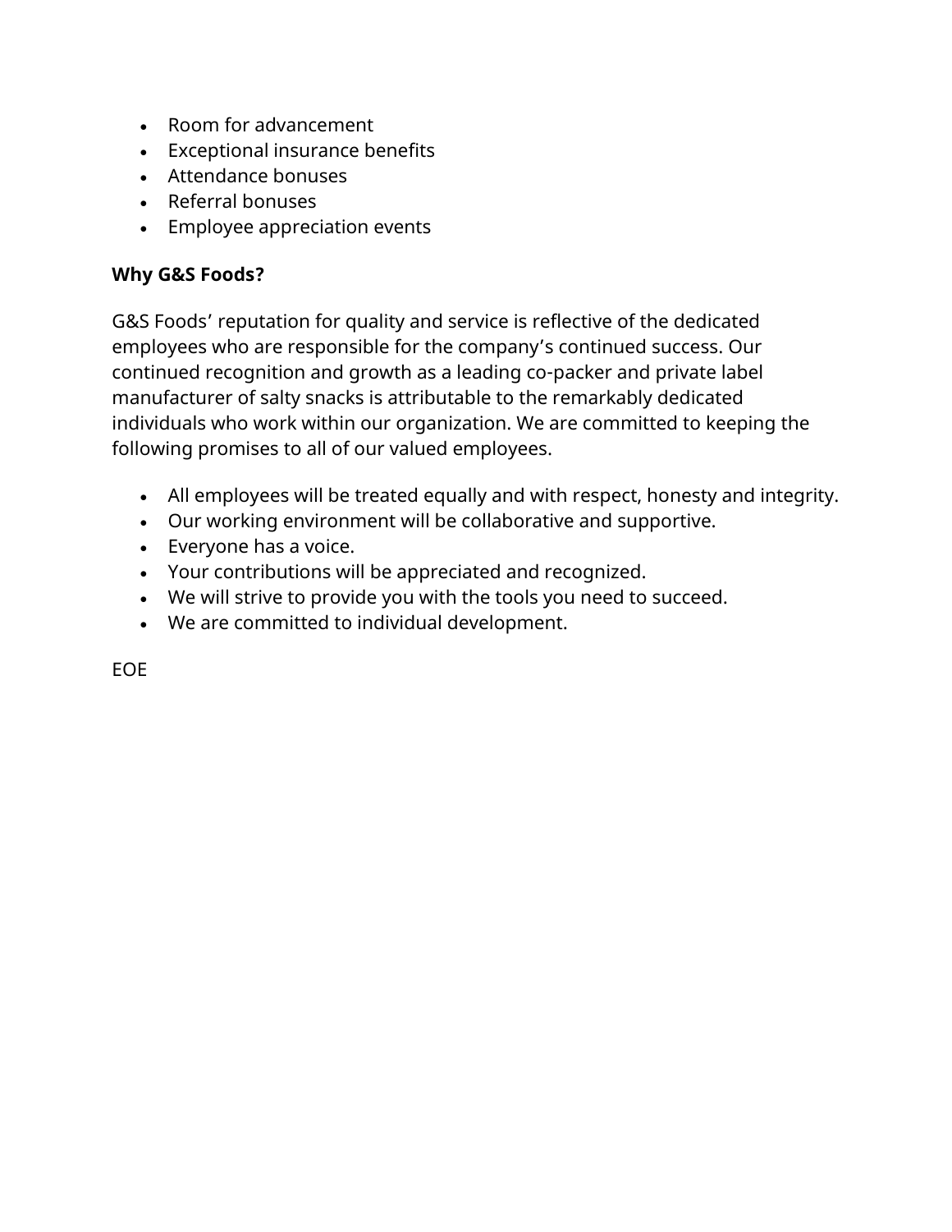- Room for advancement
- Exceptional insurance benefits
- Attendance bonuses
- Referral bonuses
- Employee appreciation events

**Why G&S Foods?**

G&S Foods' reputation for quality and service is reflective of the dedicated employees who are responsible for the company's continued success. Our continued recognition and growth as a leading co-packer and private label manufacturer of salty snacks is attributable to the remarkably dedicated individuals who work within our organization. We are committed to keeping the following promises to all of our valued employees.

- All employees will be treated equally and with respect, honesty and integrity.
- Our working environment will be collaborative and supportive.
- Everyone has a voice.
- Your contributions will be appreciated and recognized.
- We will strive to provide you with the tools you need to succeed.
- We are committed to individual development.

EOE